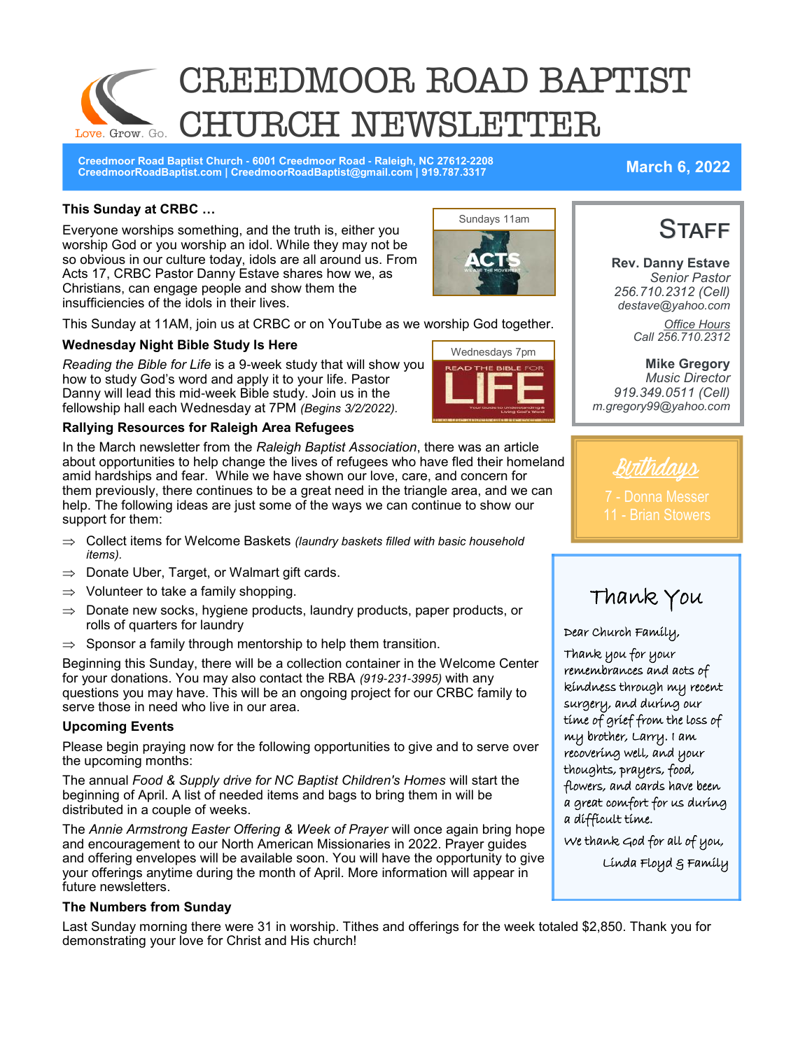# CREEDMOOR ROAD BAPTIST CHURCH NEWSLETTER

Love. Grow. Go.

**Creedmoor Road Baptist Church - 6001 Creedmoor Road - Raleigh, NC 27612-2208**
**CreedmoorRoadBaptist.com | CreedmoorRoadBaptist@gmail.com | 919.787.3317**

**March 6, 2022**

### This Sunday at CRBC …

Sundays 11am

Everyone worships something, and the truth is, either you worship God or you worship an idol. While they may not be so obvious in our culture today, idols are all around us. From Acts 17, CRBC Pastor Danny Estave shares how we, as Christians, can engage people and show them the insufficiencies of the idols in their lives.

This Sunday at 11AM, join us at CRBC or on YouTube as we worship God together.

### Wednesday Night Bible Study Is Here

Wednesdays 7pm

*Reading the Bible for Life* is a 9-week study that will show you how to study God's word and apply it to your life. Pastor Danny will lead this mid-week Bible study. Join us in the fellowship hall each Wednesday at 7PM *(Begins 3/2/2022).*

### Rallying Resources for Raleigh Area Refugees

In the March newsletter from the *Raleigh Baptist Association*, there was an article about opportunities to help change the lives of refugees who have fled their homeland amid hardships and fear. While we have shown our love, care, and concern for them previously, there continues to be a great need in the triangle area, and we can help. The following ideas are just some of the ways we can continue to show our support for them:

- Collect items for Welcome Baskets *(laundry baskets filled with basic household items).*
- Donate Uber, Target, or Walmart gift cards.
- Volunteer to take a family shopping.
- Donate new socks, hygiene products, laundry products, paper products, or rolls of quarters for laundry
- Sponsor a family through mentorship to help them transition.

Beginning this Sunday, there will be a collection container in the Welcome Center for your donations. You may also contact the RBA *(919-231-3995)* with any questions you may have. This will be an ongoing project for our CRBC family to serve those in need who live in our area.

### Upcoming Events

Please begin praying now for the following opportunities to give and to serve over the upcoming months:

The annual *Food & Supply drive for NC Baptist Children's Homes* will start the beginning of April. A list of needed items and bags to bring them in will be distributed in a couple of weeks.

The *Annie Armstrong Easter Offering & Week of Prayer* will once again bring hope and encouragement to our North American Missionaries in 2022. Prayer guides and offering envelopes will be available soon. You will have the opportunity to give your offerings anytime during the month of April. More information will appear in future newsletters.

### The Numbers from Sunday

Last Sunday morning there were 31 in worship. Tithes and offerings for the week totaled $2,850. Thank you for demonstrating your love for Christ and His church!

## STAFF

**Rev. Danny Estave**
*Senior Pastor*
*256.710.2312 (Cell)*
*destave@yahoo.com*

*Office Hours*
Call 256.710.2312

**Mike Gregory**
*Music Director*
*919.349.0511 (Cell)*
*m.gregory99@yahoo.com*

## Birthdays

7 - Donna Messer
11 - Brian Stowers

## Thank You

Dear Church Family,

Thank you for your remembrances and acts of kindness through my recent surgery, and during our time of grief from the loss of my brother, Larry. I am recovering well, and your thoughts, prayers, food, flowers, and cards have been a great comfort for us during a difficult time.

We thank God for all of you,

Linda Floyd & Family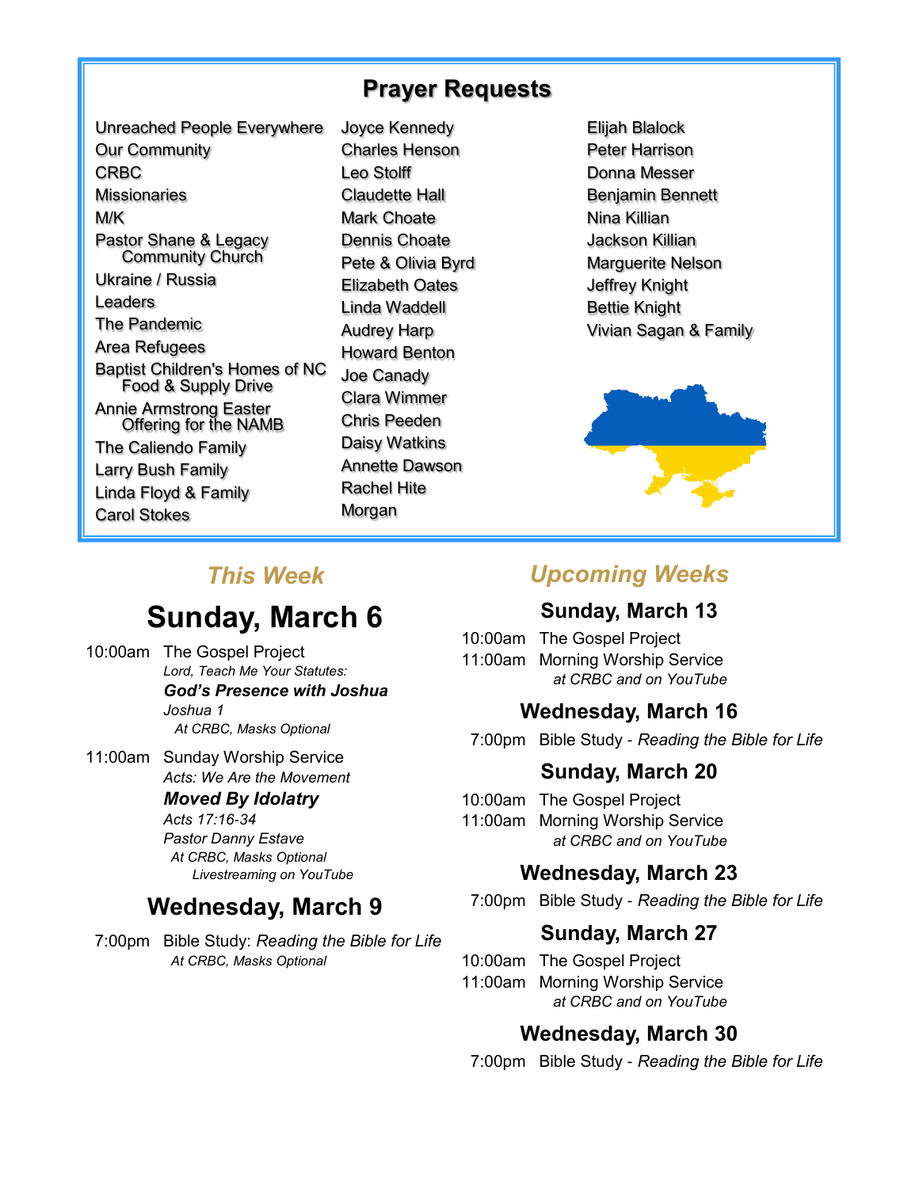## Prayer Requests

- Unreached People Everywhere
- Our Community
- CRBC
- Missionaries
- M/K
- Pastor Shane & Legacy Community Church
- Ukraine / Russia
- Leaders
- The Pandemic
- Area Refugees
- Baptist Children's Homes of NC Food & Supply Drive
- Annie Armstrong Easter Offering for the NAMB
- The Caliendo Family
- Larry Bush Family
- Linda Floyd & Family
- Carol Stokes
- Joyce Kennedy
- Charles Henson
- Leo Stolff
- Claudette Hall
- Mark Choate
- Dennis Choate
- Pete & Olivia Byrd
- Elizabeth Oates
- Linda Waddell
- Audrey Harp
- Howard Benton
- Joe Canady
- Clara Wimmer
- Chris Peeden
- Daisy Watkins
- Annette Dawson
- Rachel Hite
- Morgan
- Elijah Blalock
- Peter Harrison
- Donna Messer
- Benjamin Bennett
- Nina Killian
- Jackson Killian
- Marguerite Nelson
- Jeffrey Knight
- Bettie Knight
- Vivian Sagan & Family

## *This Week*

### Sunday, March 6

10:00am The Gospel Project
*Lord, Teach Me Your Statutes:*
***God's Presence with Joshua***
*Joshua 1*
*At CRBC, Masks Optional*

11:00am Sunday Worship Service
*Acts: We Are the Movement*
***Moved By Idolatry***
*Acts 17:16-34*
*Pastor Danny Estave*
*At CRBC, Masks Optional*
*Livestreaming on YouTube*

### Wednesday, March 9

7:00pm Bible Study: *Reading the Bible for Life*
*At CRBC, Masks Optional*

## *Upcoming Weeks*

### Sunday, March 13

10:00am The Gospel Project
11:00am Morning Worship Service
*at CRBC and on YouTube*

### Wednesday, March 16

7:00pm Bible Study - *Reading the Bible for Life*

### Sunday, March 20

10:00am The Gospel Project
11:00am Morning Worship Service
*at CRBC and on YouTube*

### Wednesday, March 23

7:00pm Bible Study - *Reading the Bible for Life*

### Sunday, March 27

10:00am The Gospel Project
11:00am Morning Worship Service
*at CRBC and on YouTube*

### Wednesday, March 30

7:00pm Bible Study - *Reading the Bible for Life*